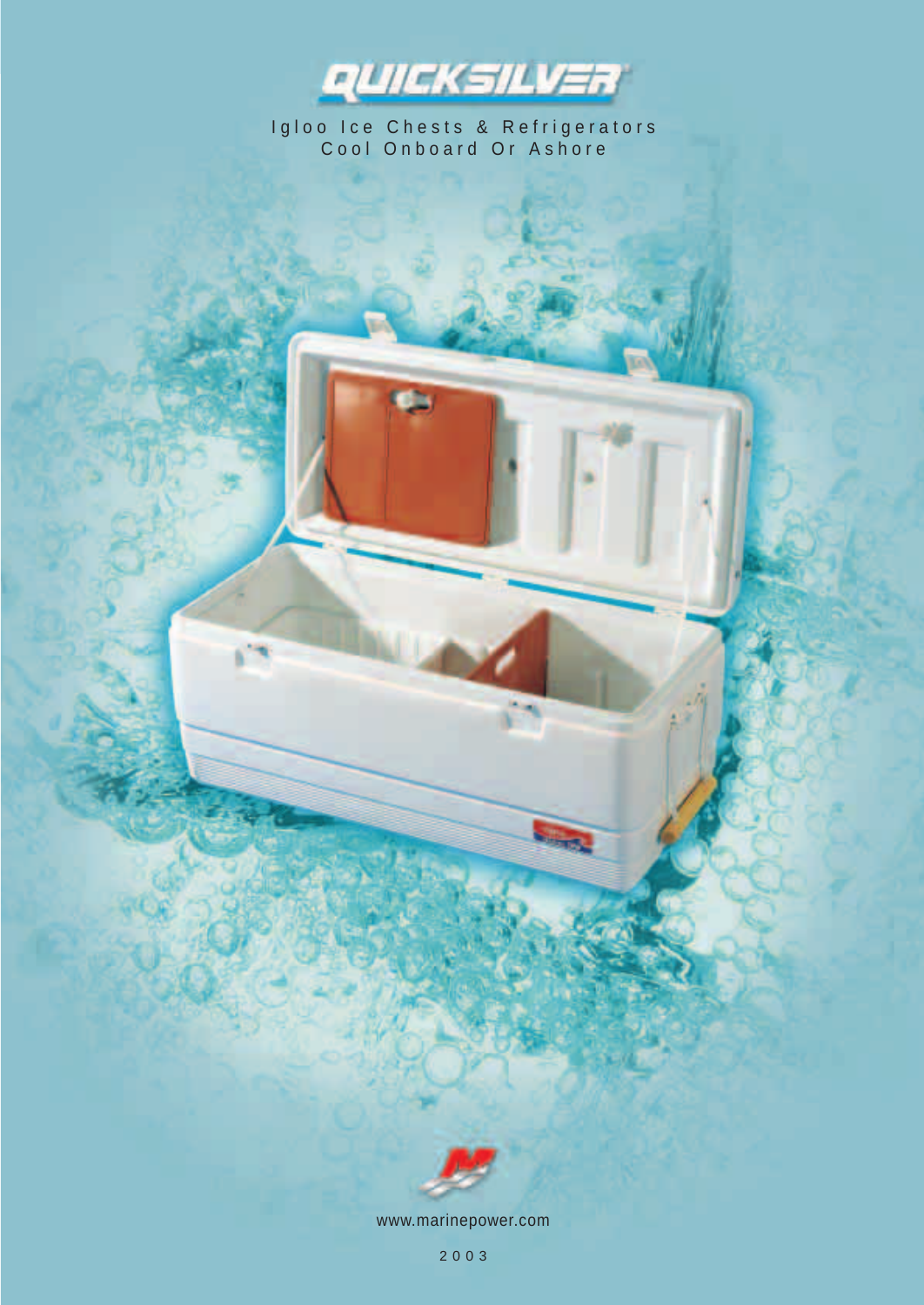# QUICKSILVER

Igloo Ice Chests & Refrigerators
Cool Onboard Or Ashore

www.marinepower.com

2003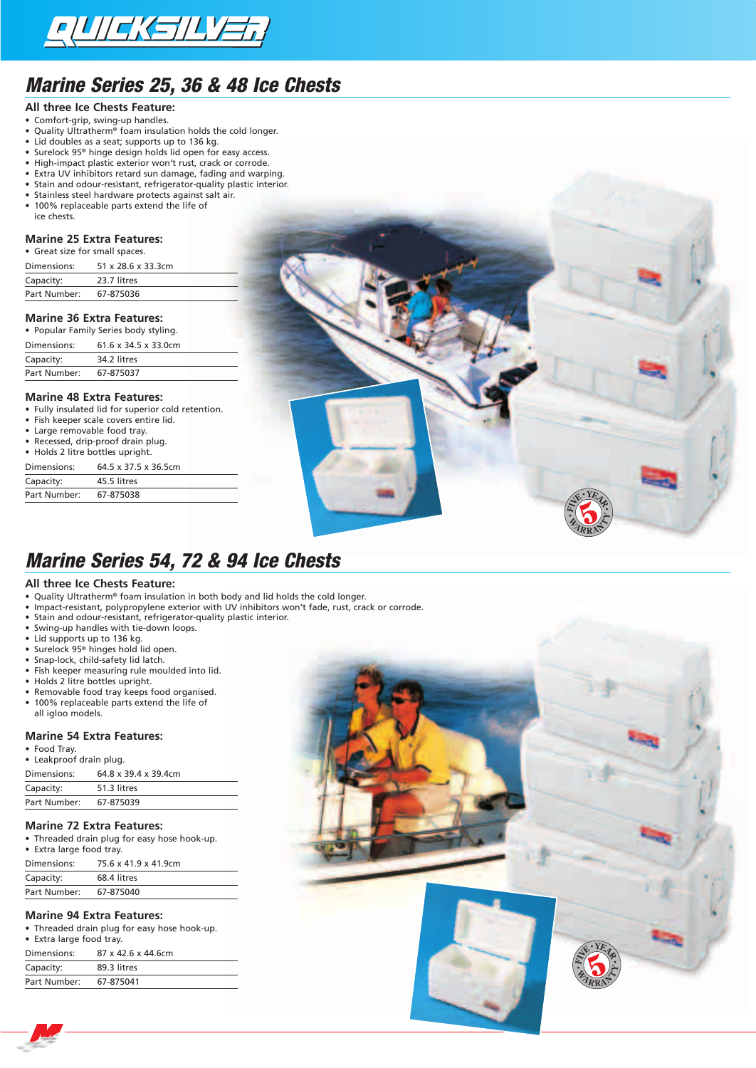## Marine Series 25, 36 & 48 Ice Chests

### All three Ice Chests Feature:

- Comfort-grip, swing-up handles.
- Quality Ultratherm® foam insulation holds the cold longer.
- Lid doubles as a seat; supports up to 136 kg.
- Surelock 95® hinge design holds lid open for easy access.
- High-impact plastic exterior won't rust, crack or corrode.
- Extra UV inhibitors retard sun damage, fading and warping.
- Stain and odour-resistant, refrigerator-quality plastic interior.
- Stainless steel hardware protects against salt air.
- 100% replaceable parts extend the life of ice chests.

### Marine 25 Extra Features:

- Great size for small spaces.

| | |
|---|---|
| Dimensions: | 51 x 28.6 x 33.3cm |
| Capacity: | 23.7 litres |
| Part Number: | 67-875036 |

### Marine 36 Extra Features:

- Popular Family Series body styling.

| | |
|---|---|
| Dimensions: | 61.6 x 34.5 x 33.0cm |
| Capacity: | 34.2 litres |
| Part Number: | 67-875037 |

### Marine 48 Extra Features:

- Fully insulated lid for superior cold retention.
- Fish keeper scale covers entire lid.
- Large removable food tray.
- Recessed, drip-proof drain plug.
- Holds 2 litre bottles upright.

| | |
|---|---|
| Dimensions: | 64.5 x 37.5 x 36.5cm |
| Capacity: | 45.5 litres |
| Part Number: | 67-875038 |

## Marine Series 54, 72 & 94 Ice Chests

### All three Ice Chests Feature:

- Quality Ultratherm® foam insulation in both body and lid holds the cold longer.
- Impact-resistant, polypropylene exterior with UV inhibitors won't fade, rust, crack or corrode.
- Stain and odour-resistant, refrigerator-quality plastic interior.
- Swing-up handles with tie-down loops.
- Lid supports up to 136 kg.
- Surelock 95® hinges hold lid open.
- Snap-lock, child-safety lid latch.
- Fish keeper measuring rule moulded into lid.
- Holds 2 litre bottles upright.
- Removable food tray keeps food organised.
- 100% replaceable parts extend the life of all igloo models.

### Marine 54 Extra Features:

- Food Tray.
- Leakproof drain plug.

| | |
|---|---|
| Dimensions: | 64.8 x 39.4 x 39.4cm |
| Capacity: | 51.3 litres |
| Part Number: | 67-875039 |

### Marine 72 Extra Features:

- Threaded drain plug for easy hose hook-up.
- Extra large food tray.

| | |
|---|---|
| Dimensions: | 75.6 x 41.9 x 41.9cm |
| Capacity: | 68.4 litres |
| Part Number: | 67-875040 |

### Marine 94 Extra Features:

- Threaded drain plug for easy hose hook-up.
- Extra large food tray.

| | |
|---|---|
| Dimensions: | 87 x 42.6 x 44.6cm |
| Capacity: | 89.3 litres |
| Part Number: | 67-875041 |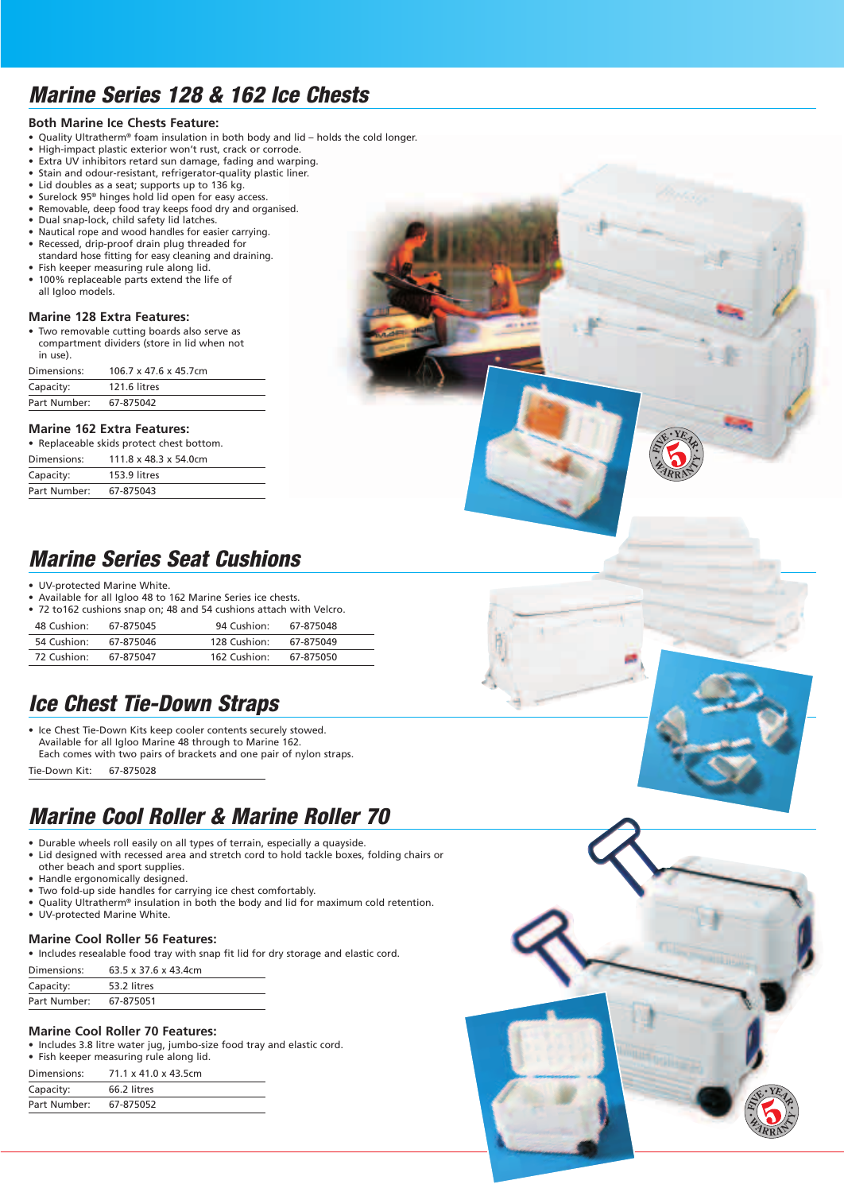## Marine Series 128 & 162 Ice Chests

### Both Marine Ice Chests Feature:

- Quality Ultratherm® foam insulation in both body and lid – holds the cold longer.
- High-impact plastic exterior won't rust, crack or corrode.
- Extra UV inhibitors retard sun damage, fading and warping.
- Stain and odour-resistant, refrigerator-quality plastic liner.
- Lid doubles as a seat; supports up to 136 kg.
- Surelock 95® hinges hold lid open for easy access.
- Removable, deep food tray keeps food dry and organised.
- Dual snap-lock, child safety lid latches.
- Nautical rope and wood handles for easier carrying.
- Recessed, drip-proof drain plug threaded for standard hose fitting for easy cleaning and draining.
- Fish keeper measuring rule along lid.
- 100% replaceable parts extend the life of all Igloo models.

### Marine 128 Extra Features:

- Two removable cutting boards also serve as compartment dividers (store in lid when not in use).

| | |
|---|---|
| Dimensions: | 106.7 x 47.6 x 45.7cm |
| Capacity: | 121.6 litres |
| Part Number: | 67-875042 |

### Marine 162 Extra Features:

- Replaceable skids protect chest bottom.

| | |
|---|---|
| Dimensions: | 111.8 x 48.3 x 54.0cm |
| Capacity: | 153.9 litres |
| Part Number: | 67-875043 |

## Marine Series Seat Cushions

- UV-protected Marine White.
- Available for all Igloo 48 to 162 Marine Series ice chests.
- 72 to162 cushions snap on; 48 and 54 cushions attach with Velcro.

| | | | |
|---|---|---|---|
| 48 Cushion: | 67-875045 | 94 Cushion: | 67-875048 |
| 54 Cushion: | 67-875046 | 128 Cushion: | 67-875049 |
| 72 Cushion: | 67-875047 | 162 Cushion: | 67-875050 |

## Ice Chest Tie-Down Straps

- Ice Chest Tie-Down Kits keep cooler contents securely stowed. Available for all Igloo Marine 48 through to Marine 162. Each comes with two pairs of brackets and one pair of nylon straps.

| | |
|---|---|
| Tie-Down Kit: | 67-875028 |

## Marine Cool Roller & Marine Roller 70

- Durable wheels roll easily on all types of terrain, especially a quayside.
- Lid designed with recessed area and stretch cord to hold tackle boxes, folding chairs or other beach and sport supplies.
- Handle ergonomically designed.
- Two fold-up side handles for carrying ice chest comfortably.
- Quality Ultratherm® insulation in both the body and lid for maximum cold retention.
- UV-protected Marine White.

### Marine Cool Roller 56 Features:

- Includes resealable food tray with snap fit lid for dry storage and elastic cord.

| | |
|---|---|
| Dimensions: | 63.5 x 37.6 x 43.4cm |
| Capacity: | 53.2 litres |
| Part Number: | 67-875051 |

### Marine Cool Roller 70 Features:

- Includes 3.8 litre water jug, jumbo-size food tray and elastic cord.
- Fish keeper measuring rule along lid.

| | |
|---|---|
| Dimensions: | 71.1 x 41.0 x 43.5cm |
| Capacity: | 66.2 litres |
| Part Number: | 67-875052 |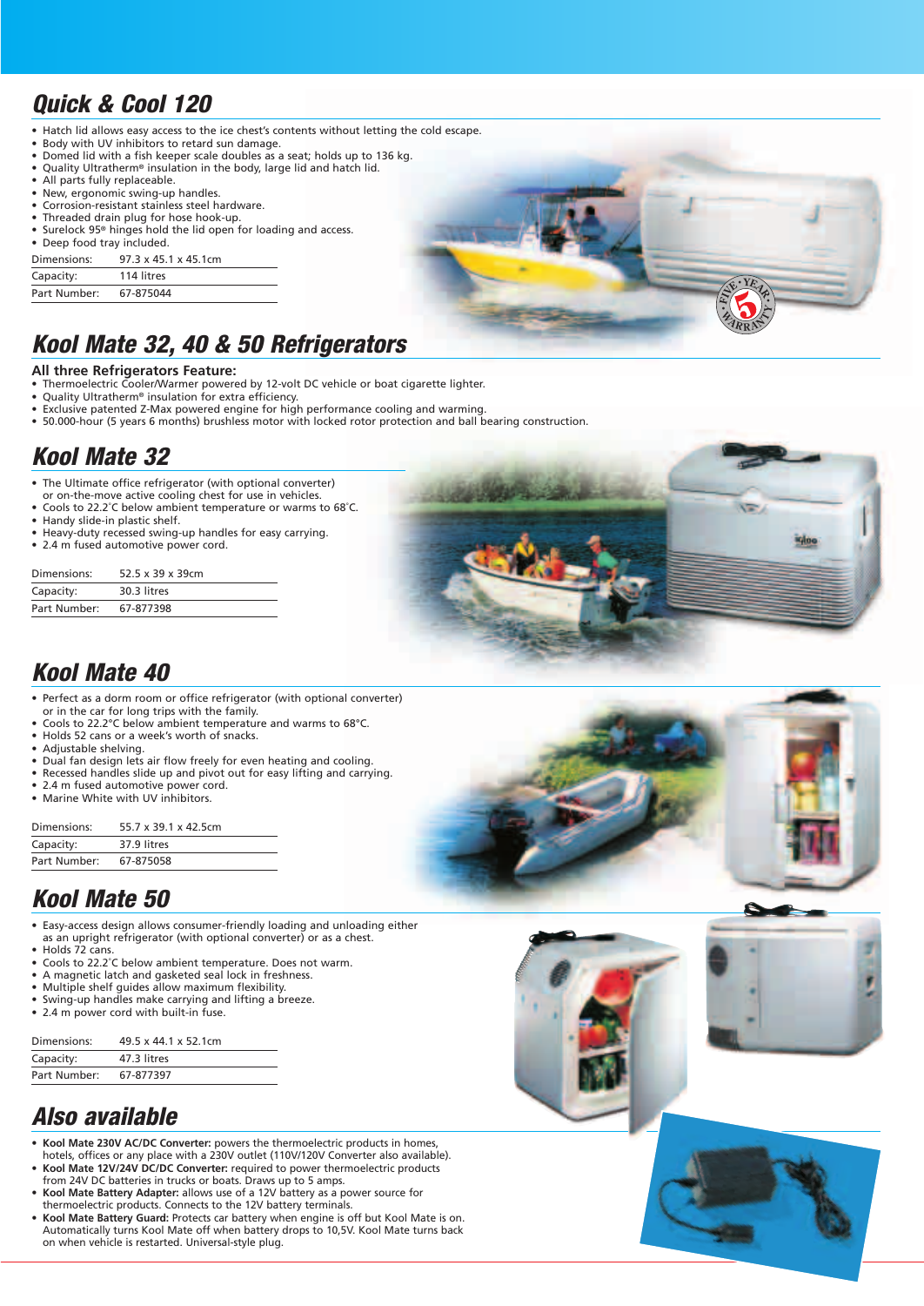## Quick & Cool 120

- Hatch lid allows easy access to the ice chest's contents without letting the cold escape.
- Body with UV inhibitors to retard sun damage.
- Domed lid with a fish keeper scale doubles as a seat; holds up to 136 kg.
- Quality Ultratherm® insulation in the body, large lid and hatch lid.
- All parts fully replaceable.
- New, ergonomic swing-up handles.
- Corrosion-resistant stainless steel hardware.
- Threaded drain plug for hose hook-up.
- Surelock 95® hinges hold the lid open for loading and access.
- Deep food tray included.

| | |
|---|---|
| Dimensions: | 97.3 x 45.1 x 45.1cm |
| Capacity: | 114 litres |
| Part Number: | 67-875044 |

## Kool Mate 32, 40 & 50 Refrigerators

**All three Refrigerators Feature:**

- Thermoelectric Cooler/Warmer powered by 12-volt DC vehicle or boat cigarette lighter.
- Quality Ultratherm® insulation for extra efficiency.
- Exclusive patented Z-Max powered engine for high performance cooling and warming.
- 50.000-hour (5 years 6 months) brushless motor with locked rotor protection and ball bearing construction.

## Kool Mate 32

- The Ultimate office refrigerator (with optional converter) or on-the-move active cooling chest for use in vehicles.
- Cools to 22.2˚C below ambient temperature or warms to 68˚C.
- Handy slide-in plastic shelf.
- Heavy-duty recessed swing-up handles for easy carrying.
- 2.4 m fused automotive power cord.

| | |
|---|---|
| Dimensions: | 52.5 x 39 x 39cm |
| Capacity: | 30.3 litres |
| Part Number: | 67-877398 |

## Kool Mate 40

- Perfect as a dorm room or office refrigerator (with optional converter) or in the car for long trips with the family.
- Cools to 22.2°C below ambient temperature and warms to 68°C.
- Holds 52 cans or a week's worth of snacks.
- Adjustable shelving.
- Dual fan design lets air flow freely for even heating and cooling.
- Recessed handles slide up and pivot out for easy lifting and carrying.
- 2.4 m fused automotive power cord.
- Marine White with UV inhibitors.

| | |
|---|---|
| Dimensions: | 55.7 x 39.1 x 42.5cm |
| Capacity: | 37.9 litres |
| Part Number: | 67-875058 |

## Kool Mate 50

- Easy-access design allows consumer-friendly loading and unloading either as an upright refrigerator (with optional converter) or as a chest.
- Holds 72 cans.
- Cools to 22.2˚C below ambient temperature. Does not warm.
- A magnetic latch and gasketed seal lock in freshness.
- Multiple shelf guides allow maximum flexibility.
- Swing-up handles make carrying and lifting a breeze.
- 2.4 m power cord with built-in fuse.

| | |
|---|---|
| Dimensions: | 49.5 x 44.1 x 52.1cm |
| Capacity: | 47.3 litres |
| Part Number: | 67-877397 |

## Also available

- **Kool Mate 230V AC/DC Converter:** powers the thermoelectric products in homes, hotels, offices or any place with a 230V outlet (110V/120V Converter also available).
- **Kool Mate 12V/24V DC/DC Converter:** required to power thermoelectric products from 24V DC batteries in trucks or boats. Draws up to 5 amps.
- **Kool Mate Battery Adapter:** allows use of a 12V battery as a power source for thermoelectric products. Connects to the 12V battery terminals.
- **Kool Mate Battery Guard:** Protects car battery when engine is off but Kool Mate is on. Automatically turns Kool Mate off when battery drops to 10,5V. Kool Mate turns back on when vehicle is restarted. Universal-style plug.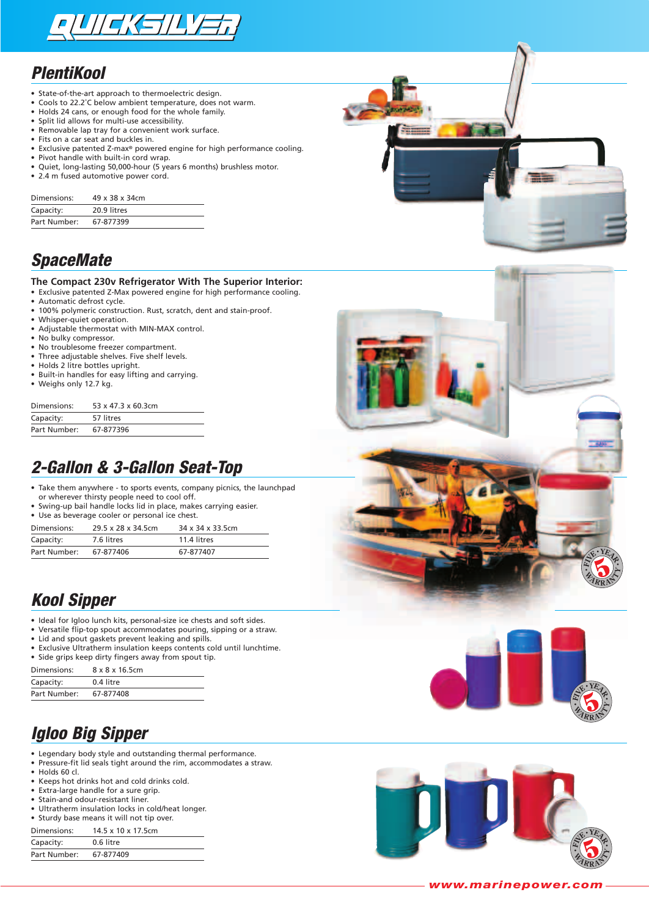# QUICKSILVER

## PlentiKool

- State-of-the-art approach to thermoelectric design.
- Cools to 22.2˚C below ambient temperature, does not warm.
- Holds 24 cans, or enough food for the whole family.
- Split lid allows for multi-use accessibility.
- Removable lap tray for a convenient work surface.
- Fits on a car seat and buckles in.
- Exclusive patented Z-max® powered engine for high performance cooling.
- Pivot handle with built-in cord wrap.
- Quiet, long-lasting 50,000-hour (5 years 6 months) brushless motor.
- 2.4 m fused automotive power cord.

| | |
|---|---|
| Dimensions: | 49 x 38 x 34cm |
| Capacity: | 20.9 litres |
| Part Number: | 67-877399 |

## SpaceMate

**The Compact 230v Refrigerator With The Superior Interior:**

- Exclusive patented Z-Max powered engine for high performance cooling.
- Automatic defrost cycle.
- 100% polymeric construction. Rust, scratch, dent and stain-proof.
- Whisper-quiet operation.
- Adjustable thermostat with MIN-MAX control.
- No bulky compressor.
- No troublesome freezer compartment.
- Three adjustable shelves. Five shelf levels.
- Holds 2 litre bottles upright.
- Built-in handles for easy lifting and carrying.
- Weighs only 12.7 kg.

| | |
|---|---|
| Dimensions: | 53 x 47.3 x 60.3cm |
| Capacity: | 57 litres |
| Part Number: | 67-877396 |

## 2-Gallon & 3-Gallon Seat-Top

- Take them anywhere - to sports events, company picnics, the launchpad or wherever thirsty people need to cool off.
- Swing-up bail handle locks lid in place, makes carrying easier.
- Use as beverage cooler or personal ice chest.

| | | |
|---|---|---|
| Dimensions: | 29.5 x 28 x 34.5cm | 34 x 34 x 33.5cm |
| Capacity: | 7.6 litres | 11.4 litres |
| Part Number: | 67-877406 | 67-877407 |

## Kool Sipper

- Ideal for Igloo lunch kits, personal-size ice chests and soft sides.
- Versatile flip-top spout accommodates pouring, sipping or a straw.
- Lid and spout gaskets prevent leaking and spills.
- Exclusive Ultratherm insulation keeps contents cold until lunchtime.
- Side grips keep dirty fingers away from spout tip.

| | |
|---|---|
| Dimensions: | 8 x 8 x 16.5cm |
| Capacity: | 0.4 litre |
| Part Number: | 67-877408 |

## Igloo Big Sipper

- Legendary body style and outstanding thermal performance.
- Pressure-fit lid seals tight around the rim, accommodates a straw.
- Holds 60 cl.
- Keeps hot drinks hot and cold drinks cold.
- Extra-large handle for a sure grip.
- Stain-and odour-resistant liner.
- Ultratherm insulation locks in cold/heat longer.
- Sturdy base means it will not tip over.

| | |
|---|---|
| Dimensions: | 14.5 x 10 x 17.5cm |
| Capacity: | 0.6 litre |
| Part Number: | 67-877409 |

www.marinepower.com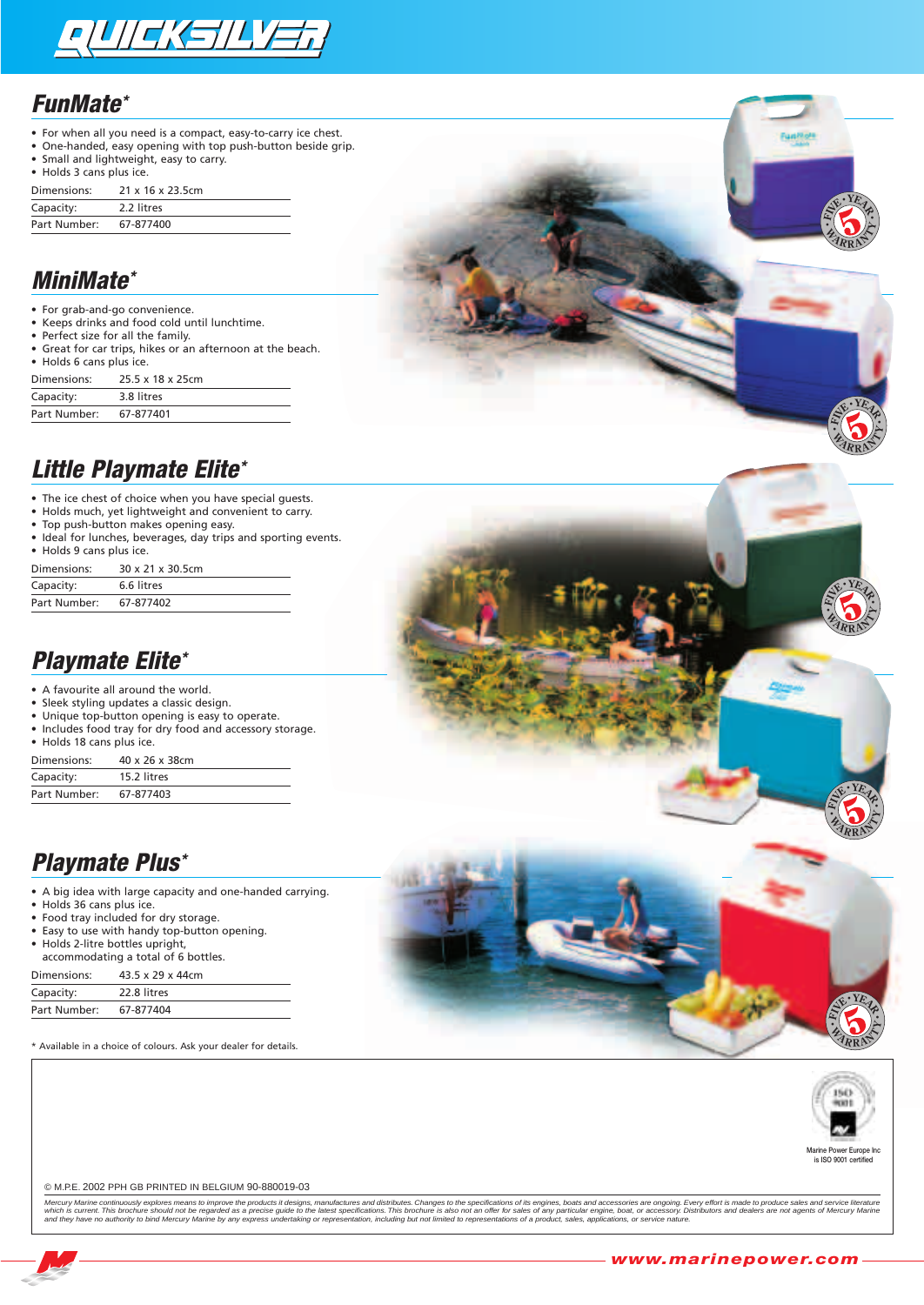# QUICKSILVER

## FunMate*

- For when all you need is a compact, easy-to-carry ice chest.
- One-handed, easy opening with top push-button beside grip.
- Small and lightweight, easy to carry.
- Holds 3 cans plus ice.

| | |
|---|---|
| Dimensions: | 21 x 16 x 23.5cm |
| Capacity: | 2.2 litres |
| Part Number: | 67-877400 |

## MiniMate*

- For grab-and-go convenience.
- Keeps drinks and food cold until lunchtime.
- Perfect size for all the family.
- Great for car trips, hikes or an afternoon at the beach.
- Holds 6 cans plus ice.

| | |
|---|---|
| Dimensions: | 25.5 x 18 x 25cm |
| Capacity: | 3.8 litres |
| Part Number: | 67-877401 |

## Little Playmate Elite*

- The ice chest of choice when you have special guests.
- Holds much, yet lightweight and convenient to carry.
- Top push-button makes opening easy.
- Ideal for lunches, beverages, day trips and sporting events.
- Holds 9 cans plus ice.

| | |
|---|---|
| Dimensions: | 30 x 21 x 30.5cm |
| Capacity: | 6.6 litres |
| Part Number: | 67-877402 |

## Playmate Elite*

- A favourite all around the world.
- Sleek styling updates a classic design.
- Unique top-button opening is easy to operate.
- Includes food tray for dry food and accessory storage.
- Holds 18 cans plus ice.

| | |
|---|---|
| Dimensions: | 40 x 26 x 38cm |
| Capacity: | 15.2 litres |
| Part Number: | 67-877403 |

## Playmate Plus*

- A big idea with large capacity and one-handed carrying.
- Holds 36 cans plus ice.
- Food tray included for dry storage.
- Easy to use with handy top-button opening.
- Holds 2-litre bottles upright, accommodating a total of 6 bottles.

| | |
|---|---|
| Dimensions: | 43.5 x 29 x 44cm |
| Capacity: | 22.8 litres |
| Part Number: | 67-877404 |

\* Available in a choice of colours. Ask your dealer for details.

FIVE YEAR 5 WARRANTY

Marine Power Europe Inc is ISO 9001 certified

© M.P.E. 2002 PPH GB PRINTED IN BELGIUM 90-880019-03

*Mercury Marine continuously explores means to improve the products it designs, manufactures and distributes. Changes to the specifications of its engines, boats and accessories are ongoing. Every effort is made to produce sales and service literature which is current. This brochure should not be regarded as a precise guide to the latest specifications. This brochure is also not an offer for sales of any particular engine, boat, or accessory. Distributors and dealers are not agents of Mercury Marine and they have no authority to bind Mercury Marine by any express undertaking or representation, including but not limited to representations of a product, sales, applications, or service nature.*

www.marinepower.com